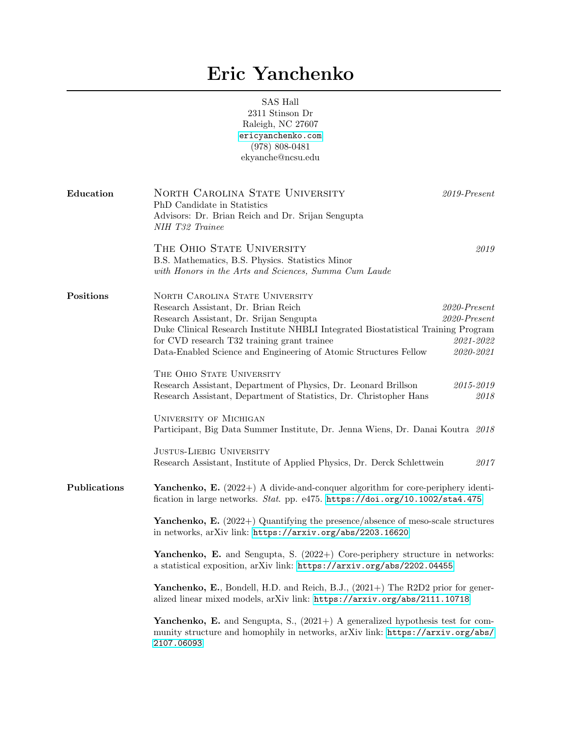# Eric Yanchenko

SAS Hall
2311 Stinson Dr
Raleigh, NC 27607
ericyanchenko.com
(978) 808-0481
ekyanche@ncsu.edu

## Education

**North Carolina State University** *2019-Present*
PhD Candidate in Statistics
Advisors: Dr. Brian Reich and Dr. Srijan Sengupta
*NIH T32 Trainee*

**The Ohio State University** *2019*
B.S. Mathematics, B.S. Physics. Statistics Minor
*with Honors in the Arts and Sciences, Summa Cum Laude*

## Positions

**North Carolina State University**
- Research Assistant, Dr. Brian Reich *2020-Present*
- Research Assistant, Dr. Srijan Sengupta *2020-Present*
- Duke Clinical Research Institute NHBLI Integrated Biostatistical Training Program for CVD research T32 training grant trainee *2021-2022*
- Data-Enabled Science and Engineering of Atomic Structures Fellow *2020-2021*

**The Ohio State University**
- Research Assistant, Department of Physics, Dr. Leonard Brillson *2015-2019*
- Research Assistant, Department of Statistics, Dr. Christopher Hans *2018*

**University of Michigan**
- Participant, Big Data Summer Institute, Dr. Jenna Wiens, Dr. Danai Koutra *2018*

**Justus-Liebig University**
- Research Assistant, Institute of Applied Physics, Dr. Derck Schlettwein *2017*

## Publications

**Yanchenko, E.** (2022+) A divide-and-conquer algorithm for core-periphery identification in large networks. *Stat*. pp. e475. https://doi.org/10.1002/sta4.475

**Yanchenko, E.** (2022+) Quantifying the presence/absence of meso-scale structures in networks, arXiv link: https://arxiv.org/abs/2203.16620

**Yanchenko, E.** and Sengupta, S. (2022+) Core-periphery structure in networks: a statistical exposition, arXiv link: https://arxiv.org/abs/2202.04455

**Yanchenko, E.**, Bondell, H.D. and Reich, B.J., (2021+) The R2D2 prior for generalized linear mixed models, arXiv link: https://arxiv.org/abs/2111.10718

**Yanchenko, E.** and Sengupta, S., (2021+) A generalized hypothesis test for community structure and homophily in networks, arXiv link: https://arxiv.org/abs/2107.06093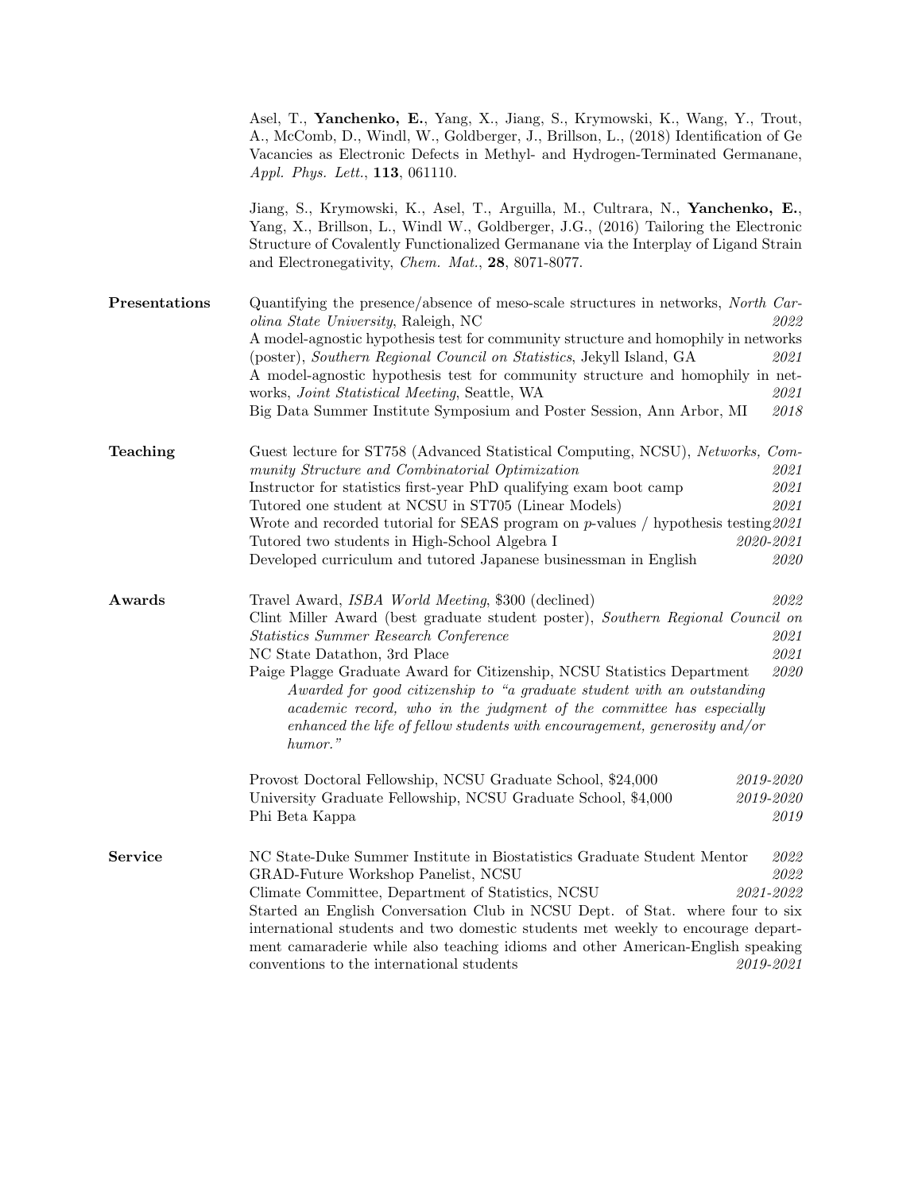Asel, T., **Yanchenko, E.**, Yang, X., Jiang, S., Krymowski, K., Wang, Y., Trout, A., McComb, D., Windl, W., Goldberger, J., Brillson, L., (2018) Identification of Ge Vacancies as Electronic Defects in Methyl- and Hydrogen-Terminated Germanane, *Appl. Phys. Lett.*, **113**, 061110.

Jiang, S., Krymowski, K., Asel, T., Arguilla, M., Cultrara, N., **Yanchenko, E.**, Yang, X., Brillson, L., Windl W., Goldberger, J.G., (2016) Tailoring the Electronic Structure of Covalently Functionalized Germanane via the Interplay of Ligand Strain and Electronegativity, *Chem. Mat.*, **28**, 8071-8077.

## Presentations

- Quantifying the presence/absence of meso-scale structures in networks, *North Carolina State University*, Raleigh, NC — *2022*
- A model-agnostic hypothesis test for community structure and homophily in networks (poster), *Southern Regional Council on Statistics*, Jekyll Island, GA — *2021*
- A model-agnostic hypothesis test for community structure and homophily in networks, *Joint Statistical Meeting*, Seattle, WA — *2021*
- Big Data Summer Institute Symposium and Poster Session, Ann Arbor, MI — *2018*

## Teaching

- Guest lecture for ST758 (Advanced Statistical Computing, NCSU), *Networks, Community Structure and Combinatorial Optimization* — *2021*
- Instructor for statistics first-year PhD qualifying exam boot camp — *2021*
- Tutored one student at NCSU in ST705 (Linear Models) — *2021*
- Wrote and recorded tutorial for SEAS program on $p$-values / hypothesis testing — *2021*
- Tutored two students in High-School Algebra I — *2020-2021*
- Developed curriculum and tutored Japanese businessman in English — *2020*

## Awards

- Travel Award, *ISBA World Meeting*, $300 (declined) — *2022*
- Clint Miller Award (best graduate student poster), *Southern Regional Council on Statistics Summer Research Conference* — *2021*
- NC State Datathon, 3rd Place — *2021*
- Paige Plagge Graduate Award for Citizenship, NCSU Statistics Department — *2020*
  *Awarded for good citizenship to "a graduate student with an outstanding academic record, who in the judgment of the committee has especially enhanced the life of fellow students with encouragement, generosity and/or humor."*

- Provost Doctoral Fellowship, NCSU Graduate School, $24,000 — *2019-2020*
- University Graduate Fellowship, NCSU Graduate School, $4,000 — *2019-2020*
- Phi Beta Kappa — *2019*

## Service

- NC State-Duke Summer Institute in Biostatistics Graduate Student Mentor — *2022*
- GRAD-Future Workshop Panelist, NCSU — *2022*
- Climate Committee, Department of Statistics, NCSU — *2021-2022*
- Started an English Conversation Club in NCSU Dept. of Stat. where four to six international students and two domestic students met weekly to encourage department camaraderie while also teaching idioms and other American-English speaking conventions to the international students — *2019-2021*